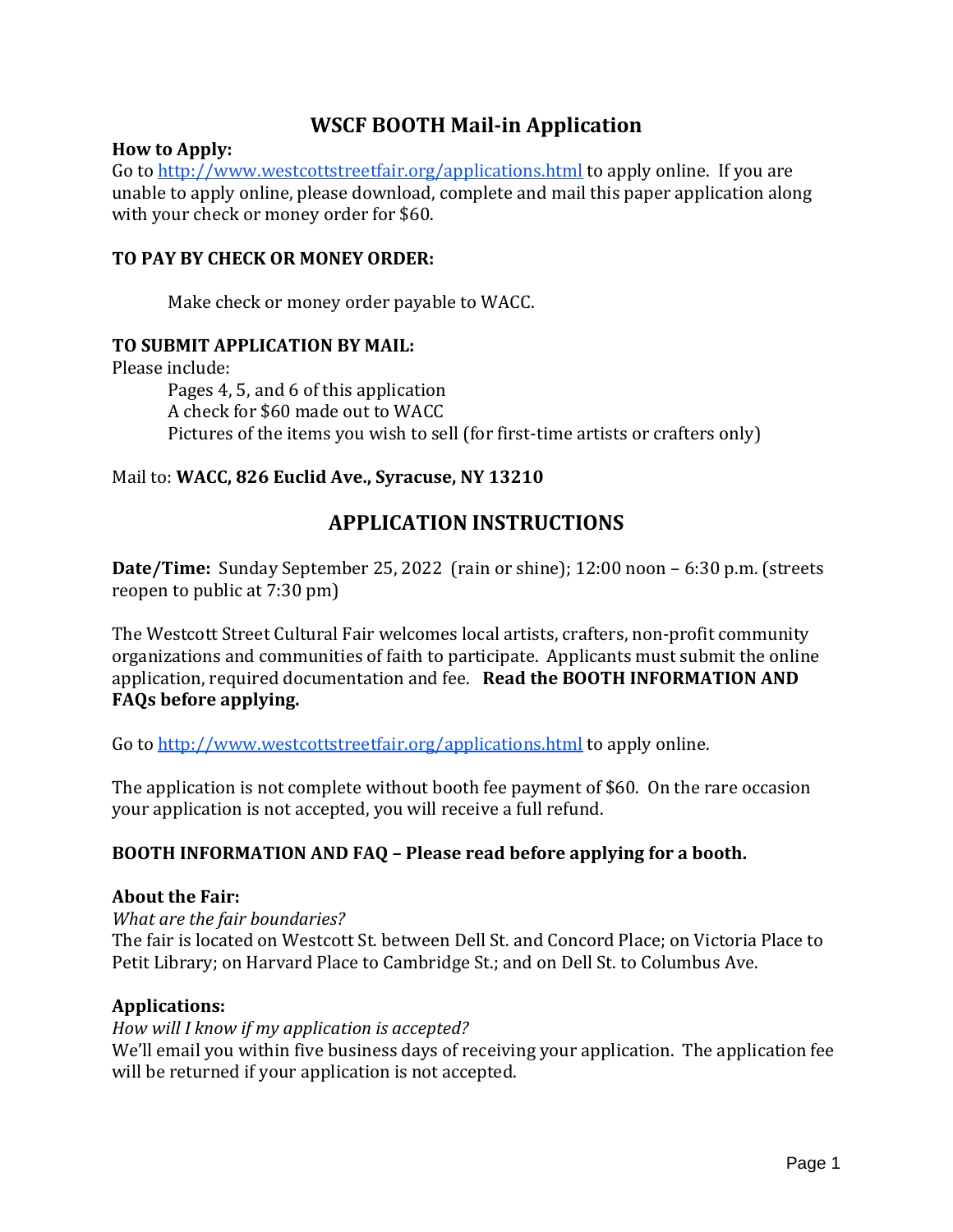# WSCF BOOTH Mail-in Application

**How to Apply:**
Go to http://www.westcottstreetfair.org/applications.html to apply online. If you are unable to apply online, please download, complete and mail this paper application along with your check or money order for $60.

**TO PAY BY CHECK OR MONEY ORDER:**

Make check or money order payable to WACC.

**TO SUBMIT APPLICATION BY MAIL:**
Please include:

- Pages 4, 5, and 6 of this application
- A check for $60 made out to WACC
- Pictures of the items you wish to sell (for first-time artists or crafters only)

Mail to: **WACC, 826 Euclid Ave., Syracuse, NY 13210**

## APPLICATION INSTRUCTIONS

**Date/Time:** Sunday September 25, 2022 (rain or shine); 12:00 noon – 6:30 p.m. (streets reopen to public at 7:30 pm)

The Westcott Street Cultural Fair welcomes local artists, crafters, non-profit community organizations and communities of faith to participate. Applicants must submit the online application, required documentation and fee. **Read the BOOTH INFORMATION AND FAQs before applying.**

Go to http://www.westcottstreetfair.org/applications.html to apply online.

The application is not complete without booth fee payment of $60. On the rare occasion your application is not accepted, you will receive a full refund.

**BOOTH INFORMATION AND FAQ – Please read before applying for a booth.**

**About the Fair:**
*What are the fair boundaries?*
The fair is located on Westcott St. between Dell St. and Concord Place; on Victoria Place to Petit Library; on Harvard Place to Cambridge St.; and on Dell St. to Columbus Ave.

**Applications:**
*How will I know if my application is accepted?*
We'll email you within five business days of receiving your application. The application fee will be returned if your application is not accepted.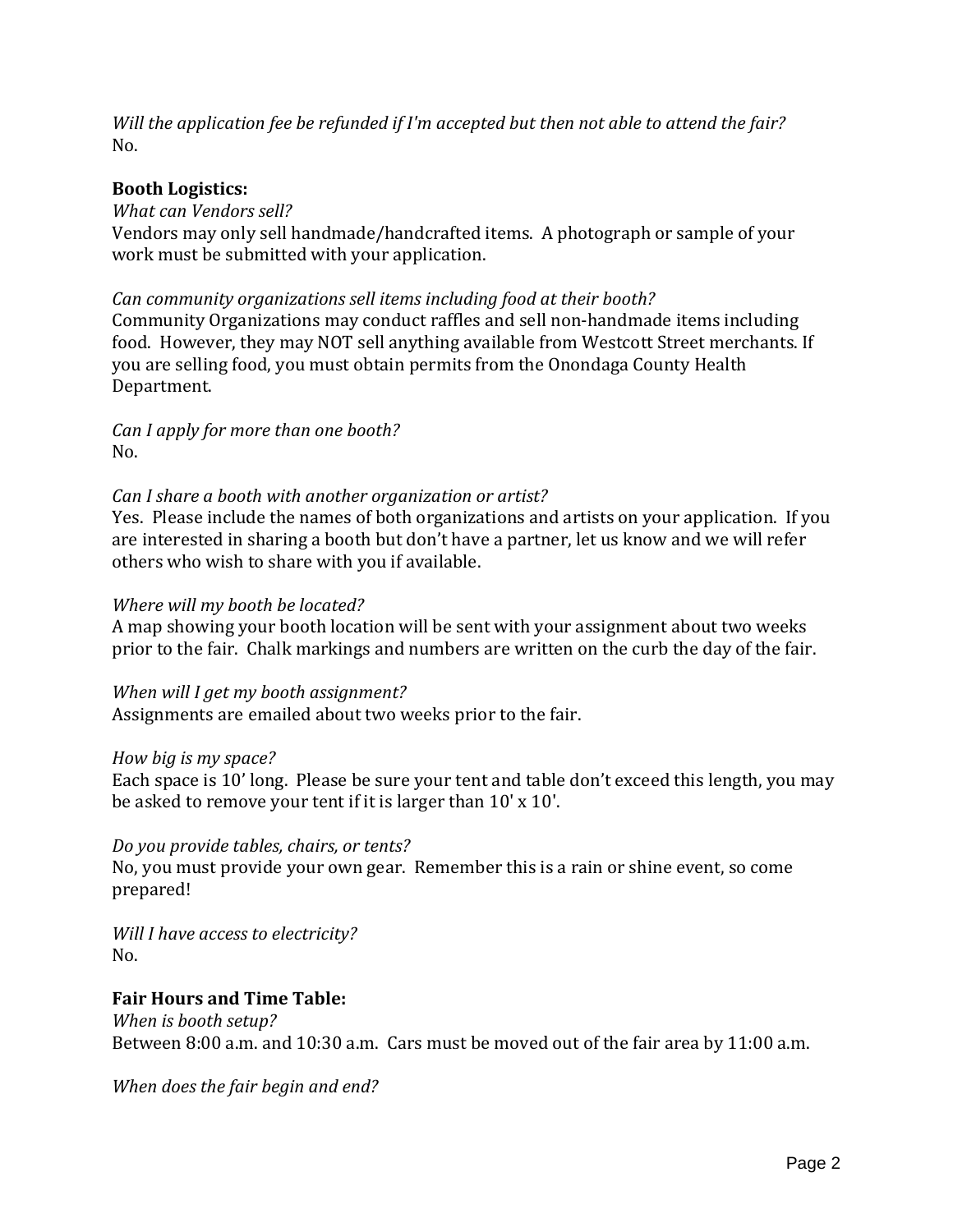*Will the application fee be refunded if I'm accepted but then not able to attend the fair?*
No.

**Booth Logistics:**

*What can Vendors sell?*
Vendors may only sell handmade/handcrafted items. A photograph or sample of your work must be submitted with your application.

*Can community organizations sell items including food at their booth?*
Community Organizations may conduct raffles and sell non-handmade items including food. However, they may NOT sell anything available from Westcott Street merchants. If you are selling food, you must obtain permits from the Onondaga County Health Department.

*Can I apply for more than one booth?*
No.

*Can I share a booth with another organization or artist?*
Yes. Please include the names of both organizations and artists on your application. If you are interested in sharing a booth but don't have a partner, let us know and we will refer others who wish to share with you if available.

*Where will my booth be located?*
A map showing your booth location will be sent with your assignment about two weeks prior to the fair. Chalk markings and numbers are written on the curb the day of the fair.

*When will I get my booth assignment?*
Assignments are emailed about two weeks prior to the fair.

*How big is my space?*
Each space is 10' long. Please be sure your tent and table don't exceed this length, you may be asked to remove your tent if it is larger than 10' x 10'.

*Do you provide tables, chairs, or tents?*
No, you must provide your own gear. Remember this is a rain or shine event, so come prepared!

*Will I have access to electricity?*
No.

**Fair Hours and Time Table:**

*When is booth setup?*
Between 8:00 a.m. and 10:30 a.m. Cars must be moved out of the fair area by 11:00 a.m.

*When does the fair begin and end?*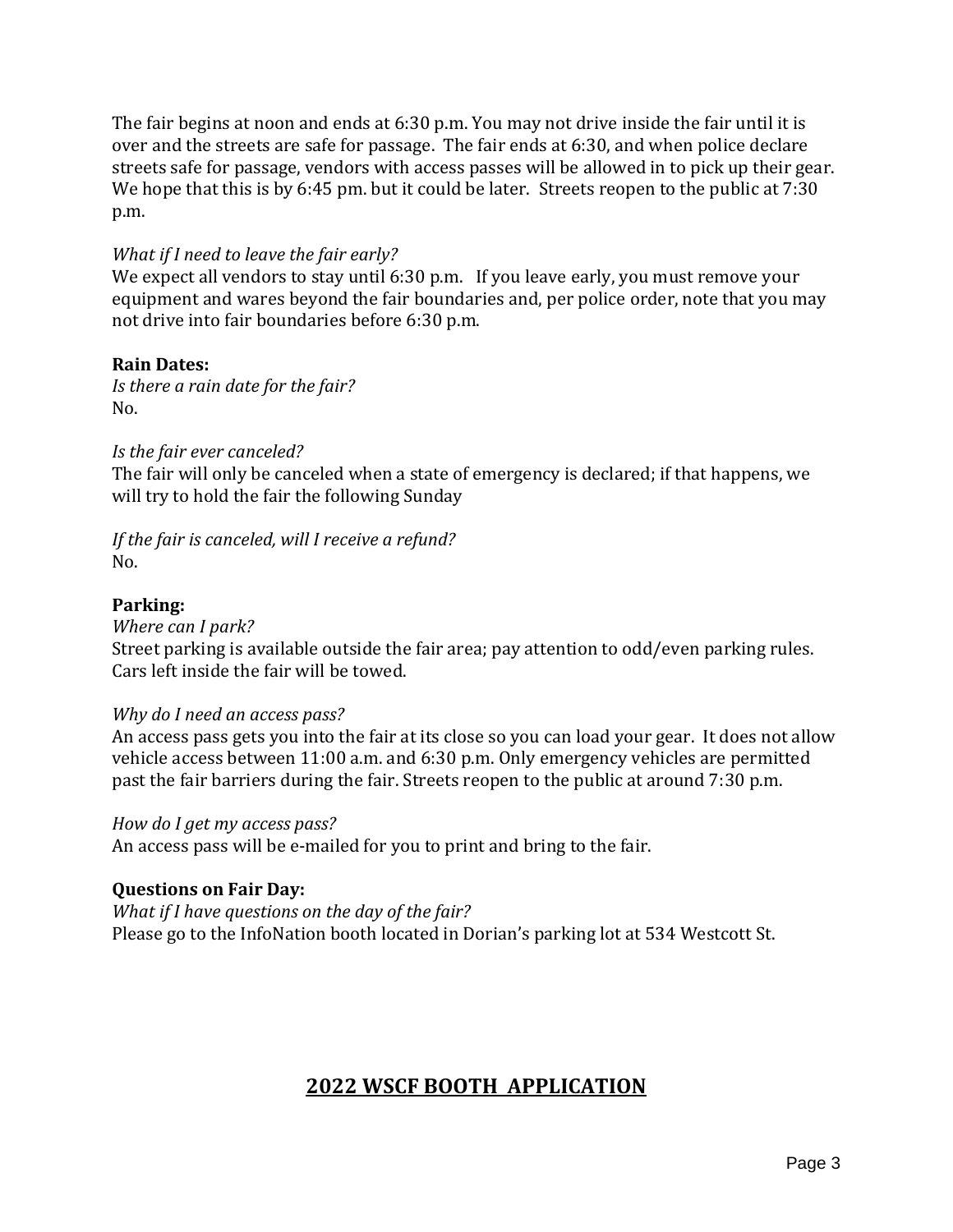The fair begins at noon and ends at 6:30 p.m. You may not drive inside the fair until it is over and the streets are safe for passage. The fair ends at 6:30, and when police declare streets safe for passage, vendors with access passes will be allowed in to pick up their gear. We hope that this is by 6:45 pm. but it could be later. Streets reopen to the public at 7:30 p.m.

*What if I need to leave the fair early?*
We expect all vendors to stay until 6:30 p.m. If you leave early, you must remove your equipment and wares beyond the fair boundaries and, per police order, note that you may not drive into fair boundaries before 6:30 p.m.

**Rain Dates:**
*Is there a rain date for the fair?*
No.

*Is the fair ever canceled?*
The fair will only be canceled when a state of emergency is declared; if that happens, we will try to hold the fair the following Sunday

*If the fair is canceled, will I receive a refund?*
No.

**Parking:**
*Where can I park?*
Street parking is available outside the fair area; pay attention to odd/even parking rules. Cars left inside the fair will be towed.

*Why do I need an access pass?*
An access pass gets you into the fair at its close so you can load your gear. It does not allow vehicle access between 11:00 a.m. and 6:30 p.m. Only emergency vehicles are permitted past the fair barriers during the fair. Streets reopen to the public at around 7:30 p.m.

*How do I get my access pass?*
An access pass will be e-mailed for you to print and bring to the fair.

**Questions on Fair Day:**
*What if I have questions on the day of the fair?*
Please go to the InfoNation booth located in Dorian's parking lot at 534 Westcott St.

## 2022 WSCF BOOTH APPLICATION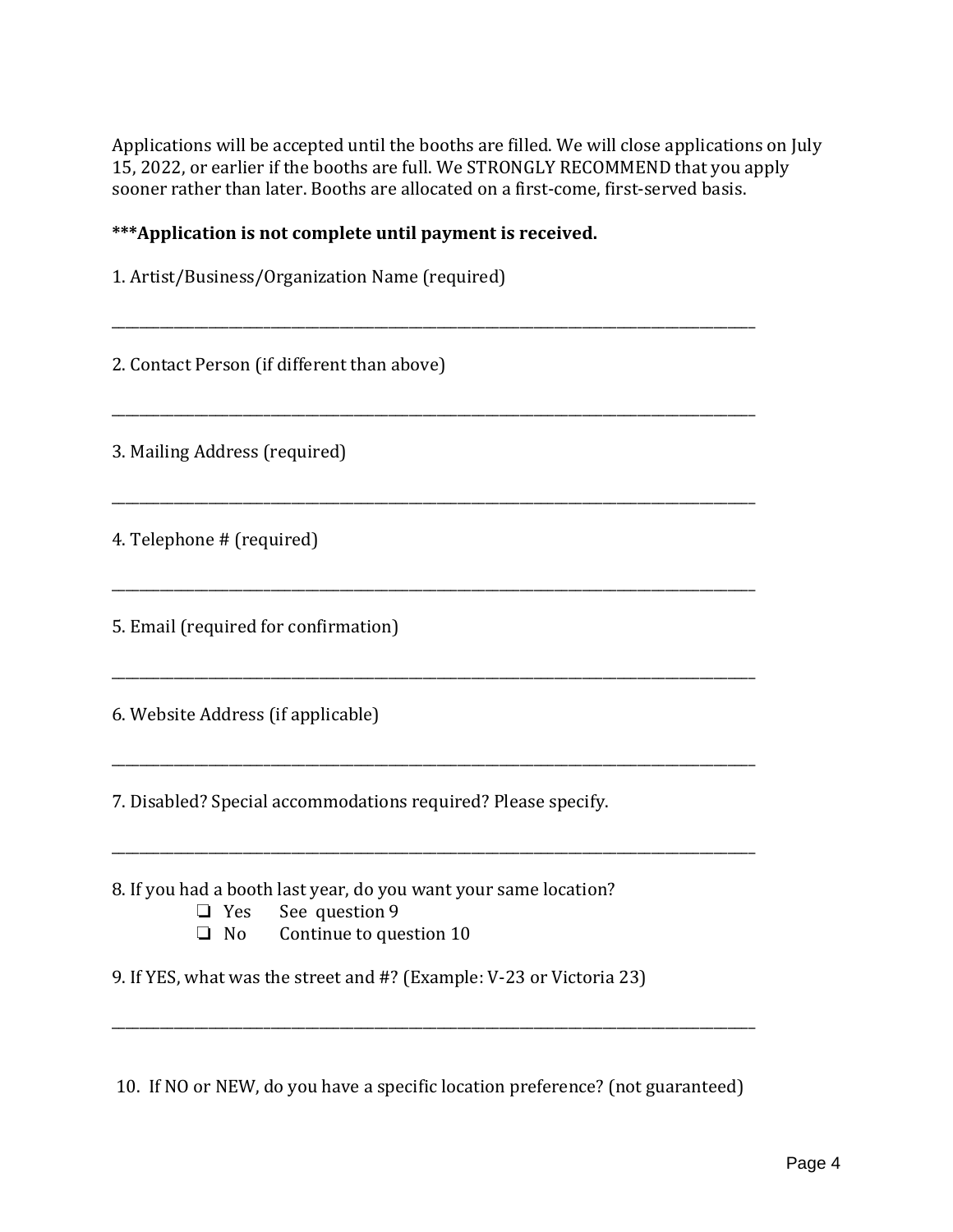Applications will be accepted until the booths are filled. We will close applications on July 15, 2022, or earlier if the booths are full. We STRONGLY RECOMMEND that you apply sooner rather than later. Booths are allocated on a first-come, first-served basis.

**\*\*\*Application is not complete until payment is received.**

1. Artist/Business/Organization Name (required)

______________________________________________________________________________

2. Contact Person (if different than above)

______________________________________________________________________________

3. Mailing Address (required)

______________________________________________________________________________

4. Telephone # (required)

______________________________________________________________________________

5. Email (required for confirmation)

______________________________________________________________________________

6. Website Address (if applicable)

______________________________________________________________________________

7. Disabled? Special accommodations required? Please specify.

______________________________________________________________________________

8. If you had a booth last year, do you want your same location?
   - ❑ Yes  See question 9
   - ❑ No  Continue to question 10

9. If YES, what was the street and #? (Example: V-23 or Victoria 23)

______________________________________________________________________________

10. If NO or NEW, do you have a specific location preference? (not guaranteed)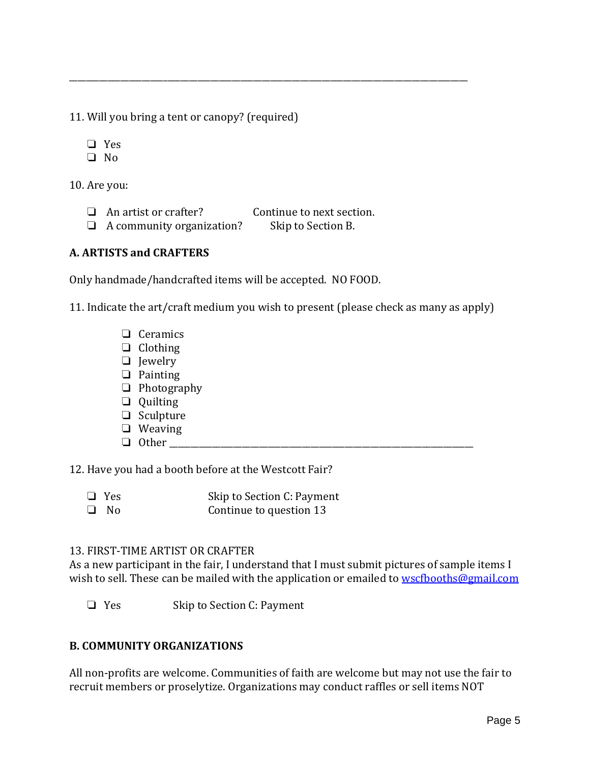\_\_\_\_\_\_\_\_\_\_\_\_\_\_\_\_\_\_\_\_\_\_\_\_\_\_\_\_\_\_\_\_\_\_\_\_\_\_\_\_\_\_\_\_\_\_\_\_\_\_\_\_\_\_\_\_\_\_\_\_\_\_\_\_\_\_\_\_\_\_\_\_\_\_\_\_\_\_\_\_\_\_\_\_

11. Will you bring a tent or canopy? (required)

- ❑ Yes
- ❑ No

10. Are you:

- ❑ An artist or crafter? Continue to next section.
- ❑ A community organization? Skip to Section B.

**A. ARTISTS and CRAFTERS**

Only handmade/handcrafted items will be accepted. NO FOOD.

11. Indicate the art/craft medium you wish to present (please check as many as apply)

- ❑ Ceramics
- ❑ Clothing
- ❑ Jewelry
- ❑ Painting
- ❑ Photography
- ❑ Quilting
- ❑ Sculpture
- ❑ Weaving
- ❑ Other \_\_\_\_\_\_\_\_\_\_\_\_\_\_\_\_\_\_\_\_\_\_\_\_\_\_\_\_\_\_\_\_\_\_\_\_\_\_\_\_\_\_\_\_\_\_\_\_\_\_\_\_\_\_\_\_\_\_\_\_\_\_

12. Have you had a booth before at the Westcott Fair?

- ❑ Yes Skip to Section C: Payment
- ❑ No Continue to question 13

13. FIRST-TIME ARTIST OR CRAFTER
As a new participant in the fair, I understand that I must submit pictures of sample items I wish to sell. These can be mailed with the application or emailed to wscfbooths@gmail.com

- ❑ Yes Skip to Section C: Payment

**B. COMMUNITY ORGANIZATIONS**

All non-profits are welcome. Communities of faith are welcome but may not use the fair to recruit members or proselytize. Organizations may conduct raffles or sell items NOT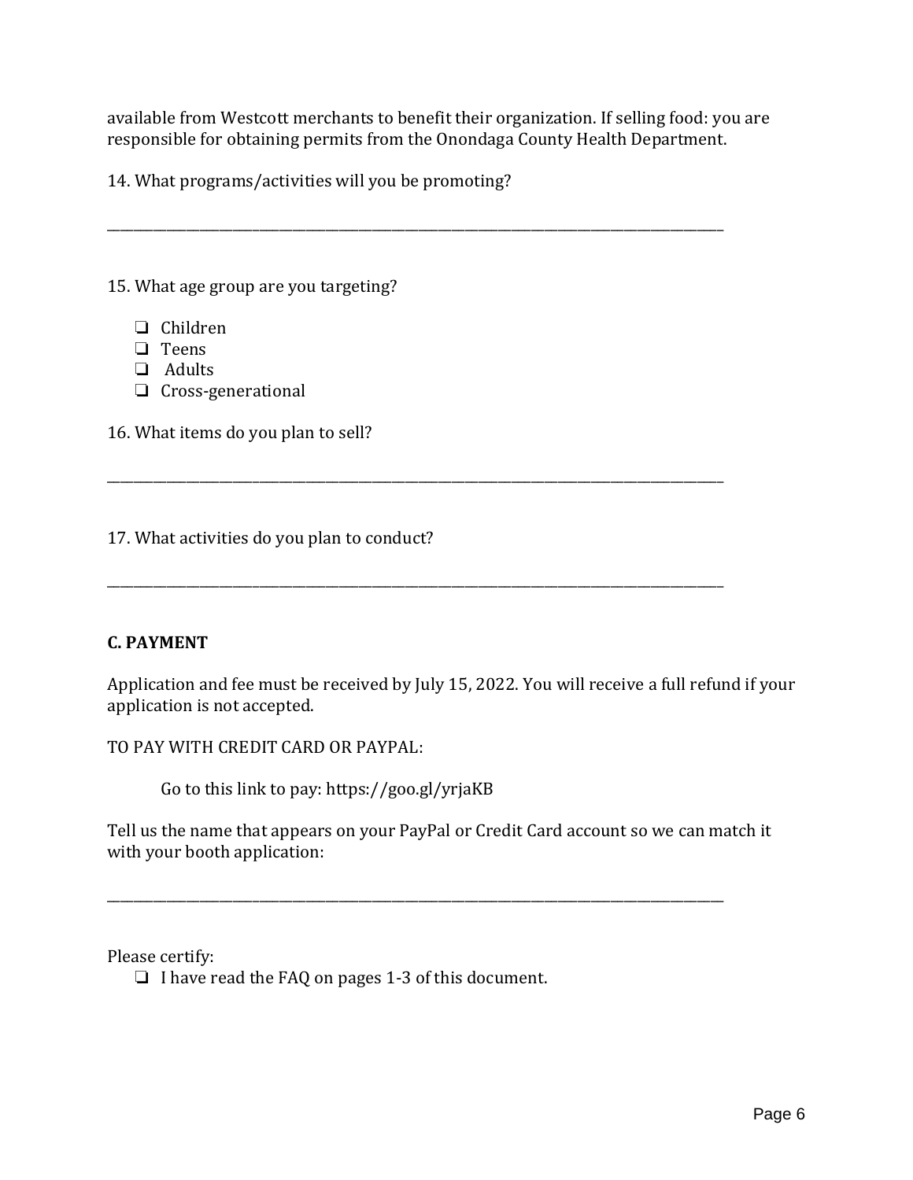available from Westcott merchants to benefit their organization. If selling food: you are responsible for obtaining permits from the Onondaga County Health Department.

14. What programs/activities will you be promoting?

_______________________________________________________________________________

15. What age group are you targeting?

- ❏ Children
- ❏ Teens
- ❏ Adults
- ❏ Cross-generational

16. What items do you plan to sell?

_______________________________________________________________________________

17. What activities do you plan to conduct?

_______________________________________________________________________________

**C. PAYMENT**

Application and fee must be received by July 15, 2022. You will receive a full refund if your application is not accepted.

TO PAY WITH CREDIT CARD OR PAYPAL:

Go to this link to pay: https://goo.gl/yrjaKB

Tell us the name that appears on your PayPal or Credit Card account so we can match it with your booth application:

_______________________________________________________________________________

Please certify:

- ❏ I have read the FAQ on pages 1-3 of this document.